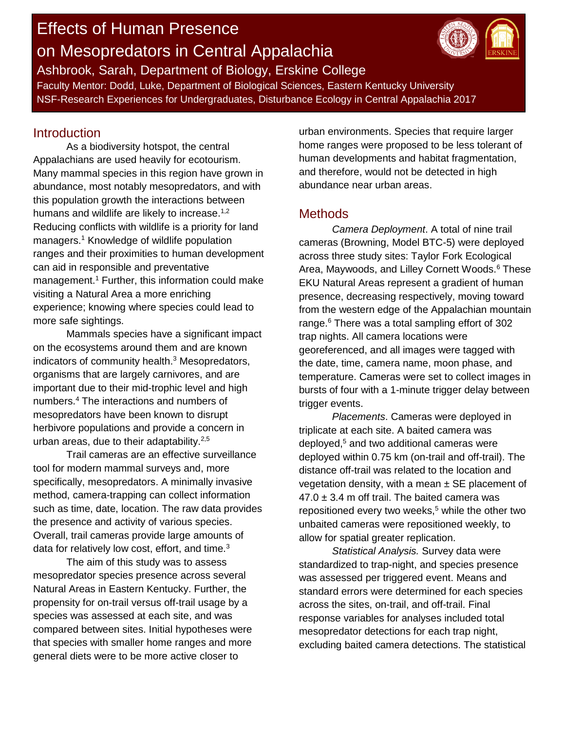# Effects of Human Presence on Mesopredators in Central Appalachia

Ashbrook, Sarah, Department of Biology, Erskine College

Faculty Mentor: Dodd, Luke, Department of Biological Sciences, Eastern Kentucky University

NSF-Research Experiences for Undergraduates, Disturbance Ecology in Central Appalachia 2017

## Introduction

As a biodiversity hotspot, the central Appalachians are used heavily for ecotourism. Many mammal species in this region have grown in abundance, most notably mesopredators, and with this population growth the interactions between humans and wildlife are likely to increase.[1,2] Reducing conflicts with wildlife is a priority for land managers.[1] Knowledge of wildlife population ranges and their proximities to human development can aid in responsible and preventative management.[1] Further, this information could make visiting a Natural Area a more enriching experience; knowing where species could lead to more safe sightings.

Mammals species have a significant impact on the ecosystems around them and are known indicators of community health.[3] Mesopredators, organisms that are largely carnivores, and are important due to their mid-trophic level and high numbers.[4] The interactions and numbers of mesopredators have been known to disrupt herbivore populations and provide a concern in urban areas, due to their adaptability.[2,5]

Trail cameras are an effective surveillance tool for modern mammal surveys and, more specifically, mesopredators. A minimally invasive method, camera-trapping can collect information such as time, date, location. The raw data provides the presence and activity of various species. Overall, trail cameras provide large amounts of data for relatively low cost, effort, and time.[3]

The aim of this study was to assess mesopredator species presence across several Natural Areas in Eastern Kentucky. Further, the propensity for on-trail versus off-trail usage by a species was assessed at each site, and was compared between sites. Initial hypotheses were that species with smaller home ranges and more general diets were to be more active closer to urban environments. Species that require larger home ranges were proposed to be less tolerant of human developments and habitat fragmentation, and therefore, would not be detected in high abundance near urban areas.

## Methods

*Camera Deployment*. A total of nine trail cameras (Browning, Model BTC-5) were deployed across three study sites: Taylor Fork Ecological Area, Maywoods, and Lilley Cornett Woods.[6] These EKU Natural Areas represent a gradient of human presence, decreasing respectively, moving toward from the western edge of the Appalachian mountain range.[6] There was a total sampling effort of 302 trap nights. All camera locations were georeferenced, and all images were tagged with the date, time, camera name, moon phase, and temperature. Cameras were set to collect images in bursts of four with a 1-minute trigger delay between trigger events.

*Placements*. Cameras were deployed in triplicate at each site. A baited camera was deployed,[5] and two additional cameras were deployed within 0.75 km (on-trail and off-trail). The distance off-trail was related to the location and vegetation density, with a mean ± SE placement of 47.0 ± 3.4 m off trail. The baited camera was repositioned every two weeks,[5] while the other two unbaited cameras were repositioned weekly, to allow for spatial greater replication.

*Statistical Analysis.* Survey data were standardized to trap-night, and species presence was assessed per triggered event. Means and standard errors were determined for each species across the sites, on-trail, and off-trail. Final response variables for analyses included total mesopredator detections for each trap night, excluding baited camera detections. The statistical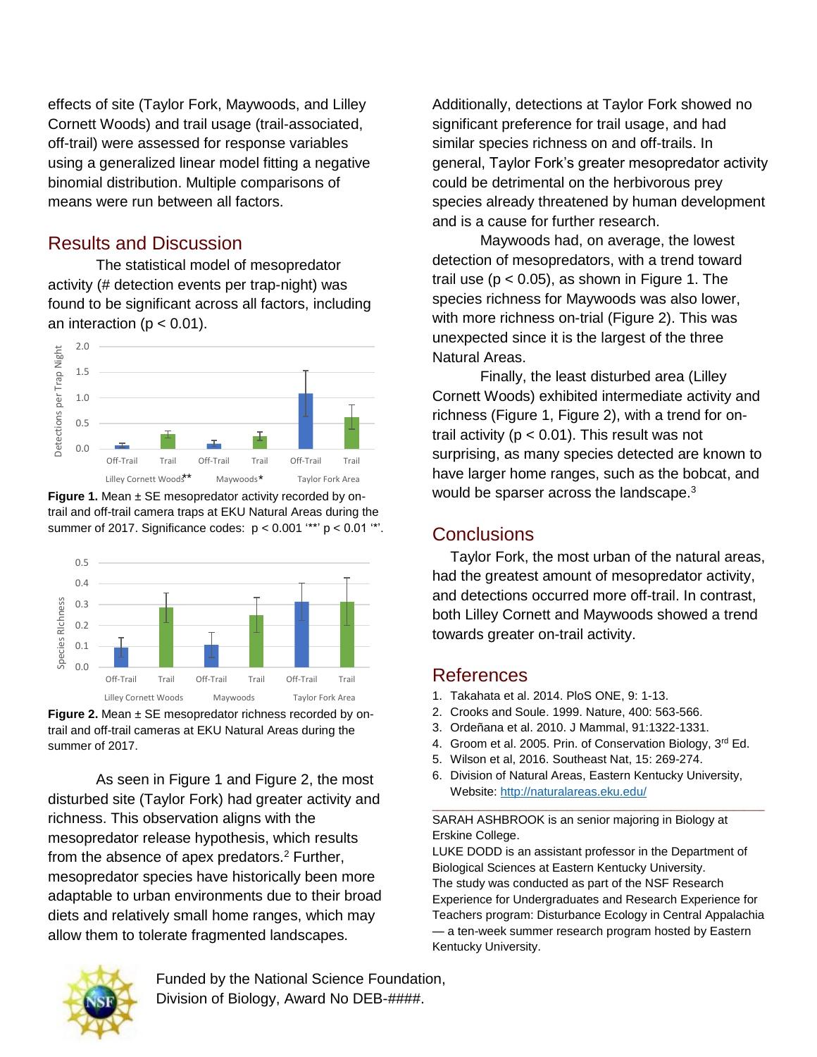effects of site (Taylor Fork, Maywoods, and Lilley Cornett Woods) and trail usage (trail-associated, off-trail) were assessed for response variables using a generalized linear model fitting a negative binomial distribution. Multiple comparisons of means were run between all factors.

## Results and Discussion

The statistical model of mesopredator activity (# detection events per trap-night) was found to be significant across all factors, including an interaction ($p < 0.01$).

Detections per Trap Night
2.0
1.5
1.0
0.5
0.0
Off-Trail Trail Off-Trail Trail Off-Trail Trail
Lilley Cornett Woods** Maywoods* Taylor Fork Area

**Figure 1.** Mean ± SE mesopredator activity recorded by on-trail and off-trail camera traps at EKU Natural Areas during the summer of 2017. Significance codes: p < 0.001 '**' p < 0.01 '*'.

Species Richness
0.5
0.4
0.3
0.2
0.1
0.0
Off-Trail Trail Off-Trail Trail Off-Trail Trail
Lilley Cornett Woods Maywoods Taylor Fork Area

**Figure 2.** Mean ± SE mesopredator richness recorded by on-trail and off-trail cameras at EKU Natural Areas during the summer of 2017.

As seen in Figure 1 and Figure 2, the most disturbed site (Taylor Fork) had greater activity and richness. This observation aligns with the mesopredator release hypothesis, which results from the absence of apex predators.[2] Further, mesopredator species have historically been more adaptable to urban environments due to their broad diets and relatively small home ranges, which may allow them to tolerate fragmented landscapes.

Additionally, detections at Taylor Fork showed no significant preference for trail usage, and had similar species richness on and off-trails. In general, Taylor Fork's greater mesopredator activity could be detrimental on the herbivorous prey species already threatened by human development and is a cause for further research.

Maywoods had, on average, the lowest detection of mesopredators, with a trend toward trail use ($p < 0.05$), as shown in Figure 1. The species richness for Maywoods was also lower, with more richness on-trial (Figure 2). This was unexpected since it is the largest of the three Natural Areas.

Finally, the least disturbed area (Lilley Cornett Woods) exhibited intermediate activity and richness (Figure 1, Figure 2), with a trend for on-trail activity ($p < 0.01$). This result was not surprising, as many species detected are known to have larger home ranges, such as the bobcat, and would be sparser across the landscape.[3]

## Conclusions

Taylor Fork, the most urban of the natural areas, had the greatest amount of mesopredator activity, and detections occurred more off-trail. In contrast, both Lilley Cornett and Maywoods showed a trend towards greater on-trail activity.

## References

1. Takahata et al. 2014. PloS ONE, 9: 1-13.
2. Crooks and Soule. 1999. Nature, 400: 563-566.
3. Ordeñana et al. 2010. J Mammal, 91:1322-1331.
4. Groom et al. 2005. Prin. of Conservation Biology, 3rd Ed.
5. Wilson et al, 2016. Southeast Nat, 15: 269-274.
6. Division of Natural Areas, Eastern Kentucky University, Website: http://naturalareas.eku.edu/

SARAH ASHBROOK is an senior majoring in Biology at Erskine College.
LUKE DODD is an assistant professor in the Department of Biological Sciences at Eastern Kentucky University.
The study was conducted as part of the NSF Research Experience for Undergraduates and Research Experience for Teachers program: Disturbance Ecology in Central Appalachia — a ten-week summer research program hosted by Eastern Kentucky University.

Funded by the National Science Foundation, Division of Biology, Award No DEB-####.